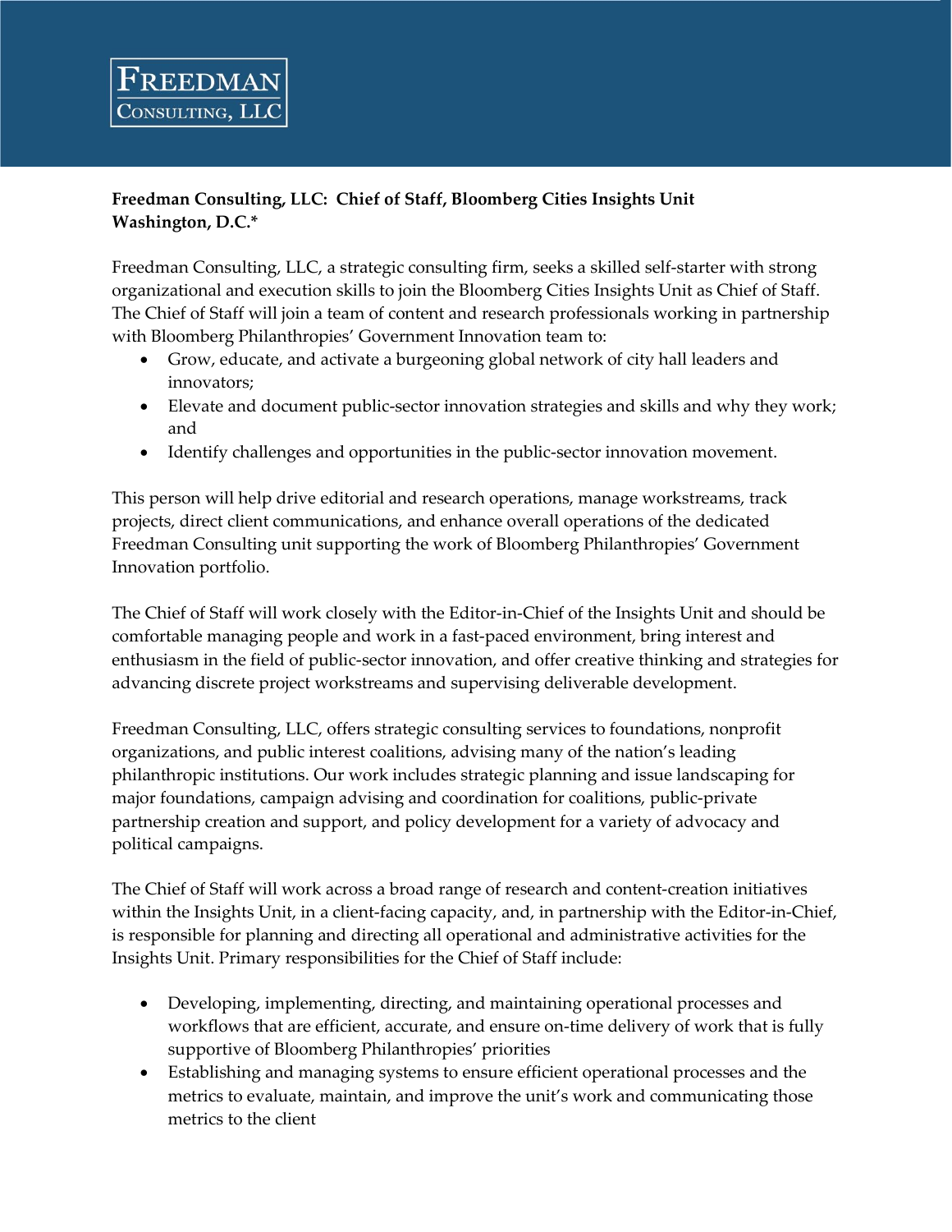FREEDMAN
CONSULTING, LLC

**Freedman Consulting, LLC: Chief of Staff, Bloomberg Cities Insights Unit**
**Washington, D.C.***

Freedman Consulting, LLC, a strategic consulting firm, seeks a skilled self-starter with strong organizational and execution skills to join the Bloomberg Cities Insights Unit as Chief of Staff. The Chief of Staff will join a team of content and research professionals working in partnership with Bloomberg Philanthropies' Government Innovation team to:

- Grow, educate, and activate a burgeoning global network of city hall leaders and innovators;
- Elevate and document public-sector innovation strategies and skills and why they work; and
- Identify challenges and opportunities in the public-sector innovation movement.

This person will help drive editorial and research operations, manage workstreams, track projects, direct client communications, and enhance overall operations of the dedicated Freedman Consulting unit supporting the work of Bloomberg Philanthropies' Government Innovation portfolio.

The Chief of Staff will work closely with the Editor-in-Chief of the Insights Unit and should be comfortable managing people and work in a fast-paced environment, bring interest and enthusiasm in the field of public-sector innovation, and offer creative thinking and strategies for advancing discrete project workstreams and supervising deliverable development.

Freedman Consulting, LLC, offers strategic consulting services to foundations, nonprofit organizations, and public interest coalitions, advising many of the nation's leading philanthropic institutions. Our work includes strategic planning and issue landscaping for major foundations, campaign advising and coordination for coalitions, public-private partnership creation and support, and policy development for a variety of advocacy and political campaigns.

The Chief of Staff will work across a broad range of research and content-creation initiatives within the Insights Unit, in a client-facing capacity, and, in partnership with the Editor-in-Chief, is responsible for planning and directing all operational and administrative activities for the Insights Unit. Primary responsibilities for the Chief of Staff include:

- Developing, implementing, directing, and maintaining operational processes and workflows that are efficient, accurate, and ensure on-time delivery of work that is fully supportive of Bloomberg Philanthropies' priorities
- Establishing and managing systems to ensure efficient operational processes and the metrics to evaluate, maintain, and improve the unit's work and communicating those metrics to the client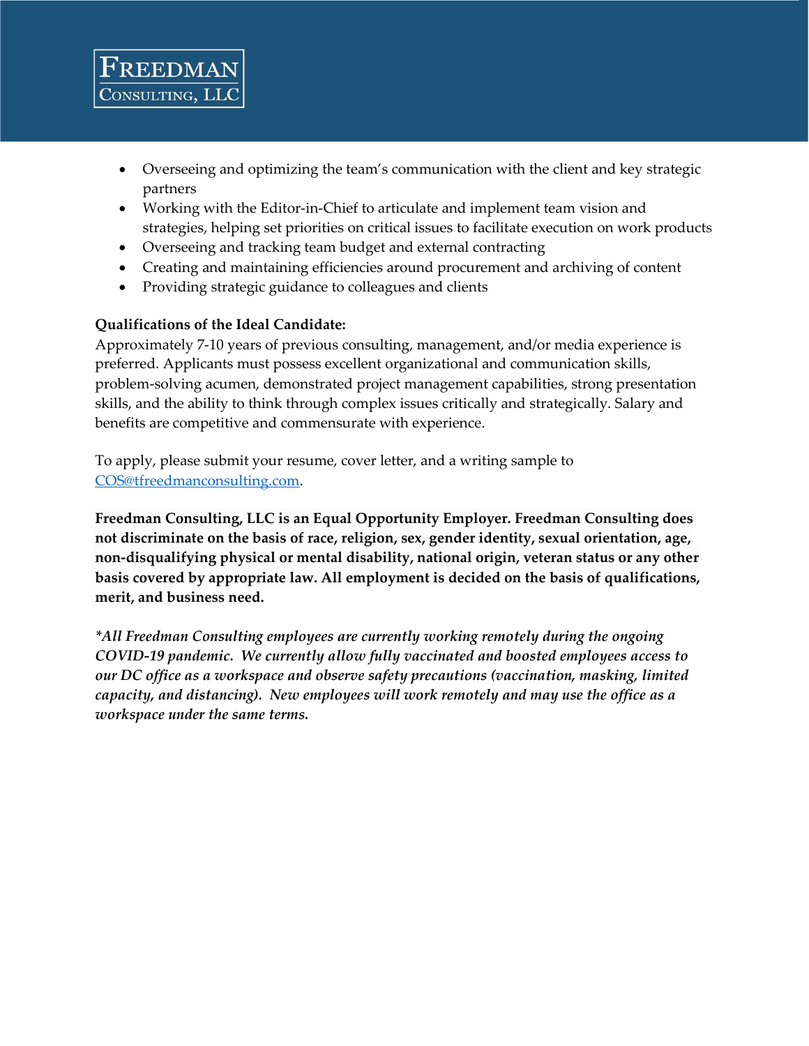- Overseeing and optimizing the team's communication with the client and key strategic partners
- Working with the Editor-in-Chief to articulate and implement team vision and strategies, helping set priorities on critical issues to facilitate execution on work products
- Overseeing and tracking team budget and external contracting
- Creating and maintaining efficiencies around procurement and archiving of content
- Providing strategic guidance to colleagues and clients

**Qualifications of the Ideal Candidate:**
Approximately 7-10 years of previous consulting, management, and/or media experience is preferred. Applicants must possess excellent organizational and communication skills, problem-solving acumen, demonstrated project management capabilities, strong presentation skills, and the ability to think through complex issues critically and strategically. Salary and benefits are competitive and commensurate with experience.

To apply, please submit your resume, cover letter, and a writing sample to [COS@tfreedmanconsulting.com](mailto:COS@tfreedmanconsulting.com).

**Freedman Consulting, LLC is an Equal Opportunity Employer. Freedman Consulting does not discriminate on the basis of race, religion, sex, gender identity, sexual orientation, age, non-disqualifying physical or mental disability, national origin, veteran status or any other basis covered by appropriate law. All employment is decided on the basis of qualifications, merit, and business need.**

***All Freedman Consulting employees are currently working remotely during the ongoing COVID-19 pandemic. We currently allow fully vaccinated and boosted employees access to our DC office as a workspace and observe safety precautions (vaccination, masking, limited capacity, and distancing). New employees will work remotely and may use the office as a workspace under the same terms.***